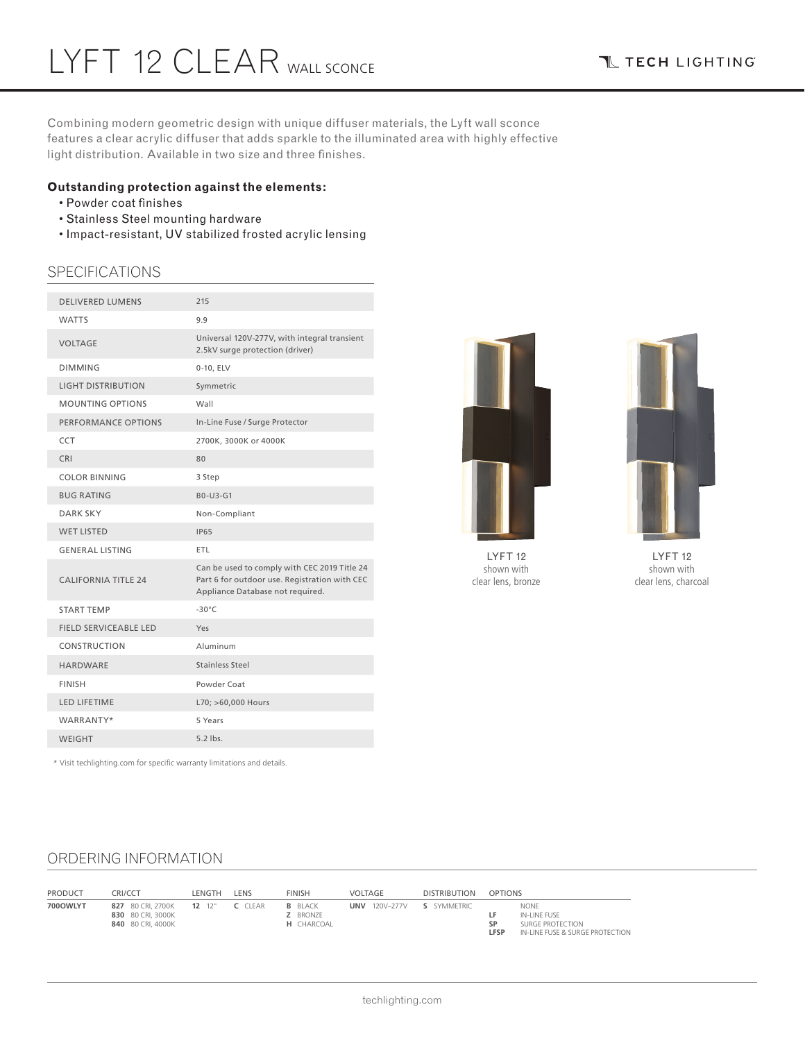# LYFT 12 CLEAR WALL SCONCE

TECH LIGHTING

Combining modern geometric design with unique diffuser materials, the Lyft wall sconce features a clear acrylic diffuser that adds sparkle to the illuminated area with highly effective light distribution. Available in two size and three finishes.

**Outstanding protection against the elements:**

- Powder coat finishes
- Stainless Steel mounting hardware
- Impact-resistant, UV stabilized frosted acrylic lensing

## SPECIFICATIONS

| | |
|---|---|
| DELIVERED LUMENS | 215 |
| WATTS | 9.9 |
| VOLTAGE | Universal 120V-277V, with integral transient 2.5kV surge protection (driver) |
| DIMMING | 0-10, ELV |
| LIGHT DISTRIBUTION | Symmetric |
| MOUNTING OPTIONS | Wall |
| PERFORMANCE OPTIONS | In-Line Fuse / Surge Protector |
| CCT | 2700K, 3000K or 4000K |
| CRI | 80 |
| COLOR BINNING | 3 Step |
| BUG RATING | B0-U3-G1 |
| DARK SKY | Non-Compliant |
| WET LISTED | IP65 |
| GENERAL LISTING | ETL |
| CALIFORNIA TITLE 24 | Can be used to comply with CEC 2019 Title 24 Part 6 for outdoor use. Registration with CEC Appliance Database not required. |
| START TEMP | -30°C |
| FIELD SERVICEABLE LED | Yes |
| CONSTRUCTION | Aluminum |
| HARDWARE | Stainless Steel |
| FINISH | Powder Coat |
| LED LIFETIME | L70; >60,000 Hours |
| WARRANTY* | 5 Years |
| WEIGHT | 5.2 lbs. |

\* Visit techlighting.com for specific warranty limitations and details.

LYFT 12 shown with clear lens, bronze

LYFT 12 shown with clear lens, charcoal

## ORDERING INFORMATION

| PRODUCT | CRI/CCT | LENGTH | LENS | FINISH | VOLTAGE | DISTRIBUTION | OPTIONS |
|---|---|---|---|---|---|---|---|
| **700OWLYT** | **827** 80 CRI, 2700K<br>**830** 80 CRI, 3000K<br>**840** 80 CRI, 4000K | **12** 12" | **C** CLEAR | **B** BLACK<br>**Z** BRONZE<br>**H** CHARCOAL | **UNV** 120V–277V | **S** SYMMETRIC | NONE<br>**LF** IN-LINE FUSE<br>**SP** SURGE PROTECTION<br>**LFSP** IN-LINE FUSE & SURGE PROTECTION |

techlighting.com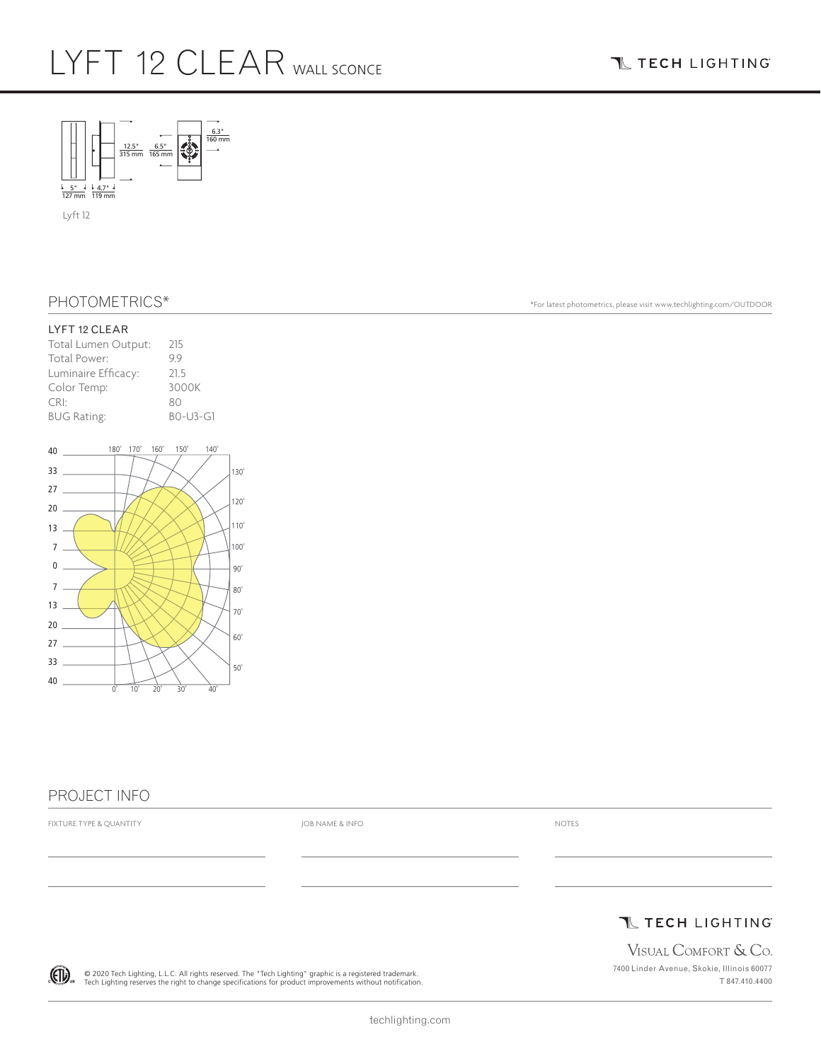# LYFT 12 CLEAR WALL SCONCE

TECH LIGHTING

12.5"
315 mm

6.5"
165 mm

6.3"
160 mm

5"
127 mm

4.7"
119 mm

Lyft 12

## PHOTOMETRICS*

*For latest photometrics, please visit www.techlighting.com/OUTDOOR

### LYFT 12 CLEAR

| | |
|---|---|
| Total Lumen Output: | 215 |
| Total Power: | 9.9 |
| Luminaire Efficacy: | 21.5 |
| Color Temp: | 3000K |
| CRI: | 80 |
| BUG Rating: | B0-U3-G1 |

40
33
27
20
13
7
0
7
13
20
27
33
40

180° 170° 160° 150° 140°
130°
120°
110°
100°
90°
80°
70°
60°
50°
0° 10° 20° 30° 40°

## PROJECT INFO

FIXTURE TYPE & QUANTITY

JOB NAME & INFO

NOTES

TECH LIGHTING

VISUAL COMFORT & CO.

7400 Linder Avenue, Skokie, Illinois 60077
T 847.410.4400

© 2020 Tech Lighting, L.L.C. All rights reserved. The "Tech Lighting" graphic is a registered trademark.
Tech Lighting reserves the right to change specifications for product improvements without notification.

techlighting.com